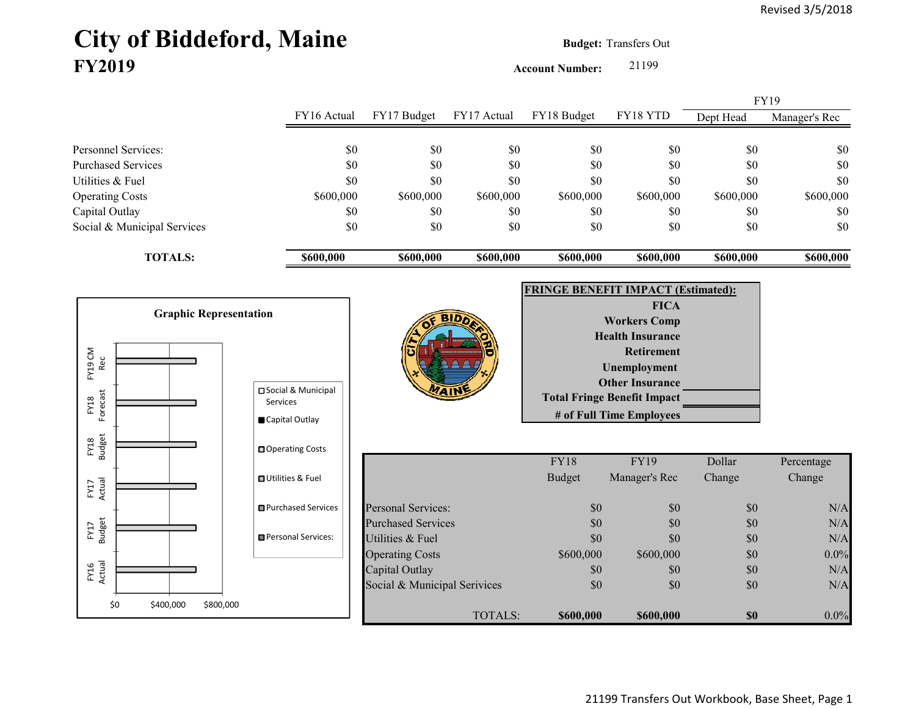Revised 3/5/2018

# City of Biddeford, Maine
## FY2019

**Budget:** Transfers Out

**Account Number:** 21199

| | FY16 Actual | FY17 Budget | FY17 Actual | FY18 Budget | FY18 YTD | FY19 Dept Head | FY19 Manager's Rec |
|---|---|---|---|---|---|---|---|
| Personnel Services: | $0 | $0 | $0 | $0 | $0 | $0 | $0 |
| Purchased Services | $0 | $0 | $0 | $0 | $0 | $0 | $0 |
| Utilities & Fuel | $0 | $0 | $0 | $0 | $0 | $0 | $0 |
| Operating Costs | $600,000 | $600,000 | $600,000 | $600,000 | $600,000 | $600,000 | $600,000 |
| Capital Outlay | $0 | $0 | $0 | $0 | $0 | $0 | $0 |
| Social & Municipal Services | $0 | $0 | $0 | $0 | $0 | $0 | $0 |
| **TOTALS:** | **$600,000** | **$600,000** | **$600,000** | **$600,000** | **$600,000** | **$600,000** | **$600,000** |

**Graphic Representation**

**FRINGE BENEFIT IMPACT (Estimated):**

| | |
|---|---|
| **FICA** | |
| **Workers Comp** | |
| **Health Insurance** | |
| **Retirement** | |
| **Unemployment** | |
| **Other Insurance** | |
| **Total Fringe Benefit Impact** | |
| **# of Full Time Employees** | |

| | FY18 Budget | FY19 Manager's Rec | Dollar Change | Percentage Change |
|---|---|---|---|---|
| Personal Services: | $0 | $0 | $0 | N/A |
| Purchased Services | $0 | $0 | $0 | N/A |
| Utilities & Fuel | $0 | $0 | $0 | N/A |
| Operating Costs | $600,000 | $600,000 | $0 | 0.0% |
| Capital Outlay | $0 | $0 | $0 | N/A |
| Social & Municipal Services | $0 | $0 | $0 | N/A |
| TOTALS: | **$600,000** | **$600,000** | **$0** | 0.0% |

21199 Transfers Out Workbook, Base Sheet, Page 1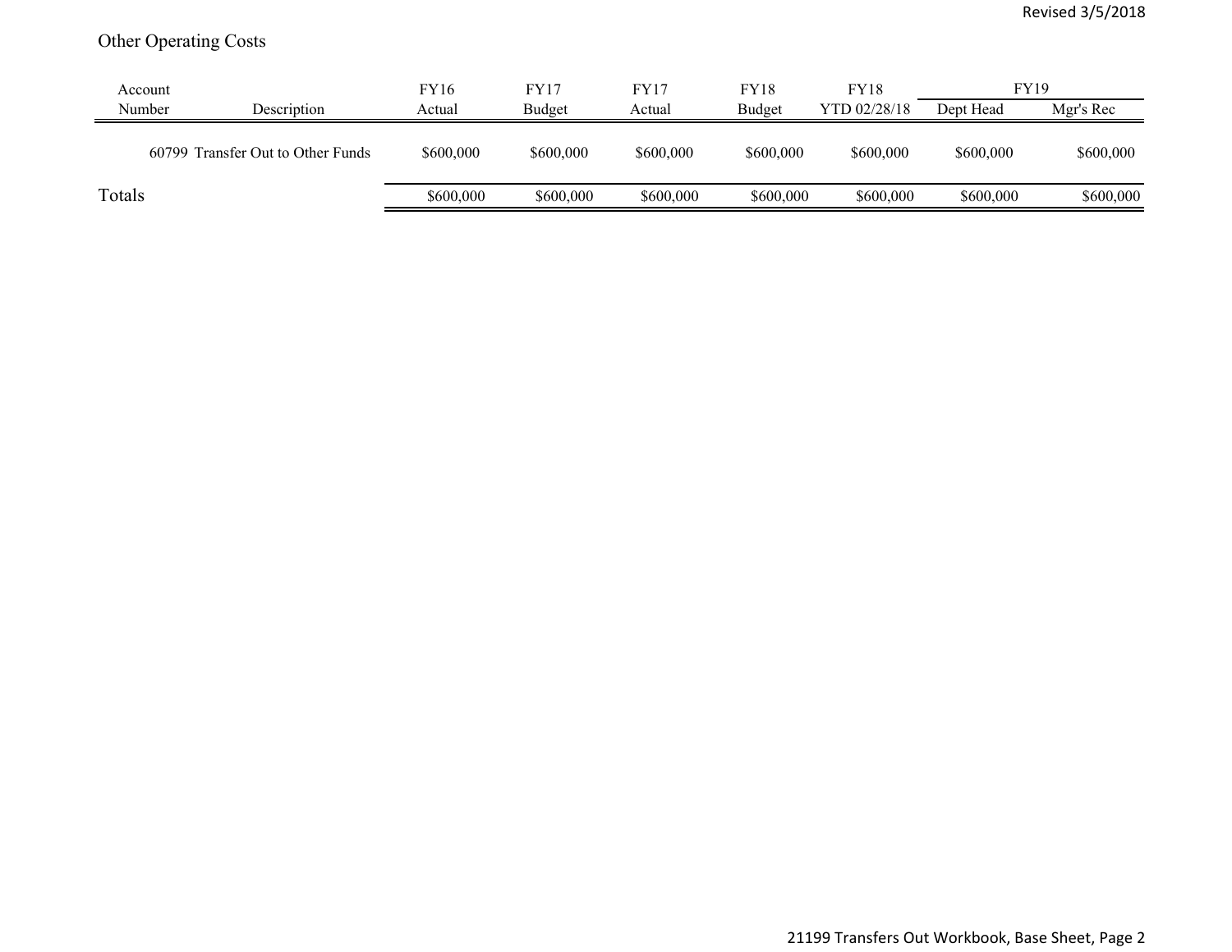Other Operating Costs

| Account Number | Description | FY16 Actual | FY17 Budget | FY17 Actual | FY18 Budget | FY18 YTD 02/28/18 | FY19 Dept Head | FY19 Mgr's Rec |
|---|---|---|---|---|---|---|---|---|
| 60799 | Transfer Out to Other Funds | $600,000 | $600,000 | $600,000 | $600,000 | $600,000 | $600,000 | $600,000 |
| Totals | | $600,000 | $600,000 | $600,000 | $600,000 | $600,000 | $600,000 | $600,000 |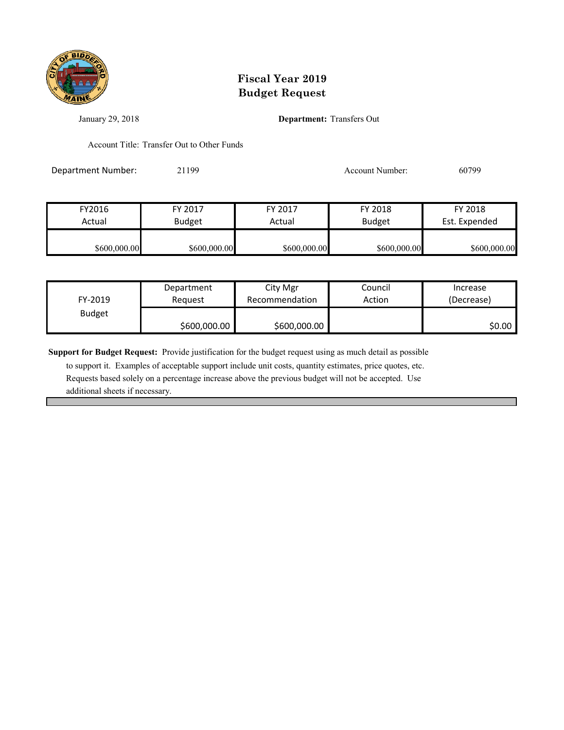# Fiscal Year 2019
# Budget Request

January 29, 2018

**Department:** Transfers Out

Account Title: Transfer Out to Other Funds

Department Number: 21199

Account Number: 60799

| FY2016 Actual | FY 2017 Budget | FY 2017 Actual | FY 2018 Budget | FY 2018 Est. Expended |
|---|---|---|---|---|
| $600,000.00 | $600,000.00 | $600,000.00 | $600,000.00 | $600,000.00 |

| FY-2019 Budget | Department Request | City Mgr Recommendation | Council Action | Increase (Decrease) |
|---|---|---|---|---|
| | $600,000.00 | $600,000.00 | | $0.00 |

**Support for Budget Request:** Provide justification for the budget request using as much detail as possible to support it. Examples of acceptable support include unit costs, quantity estimates, price quotes, etc. Requests based solely on a percentage increase above the previous budget will not be accepted. Use additional sheets if necessary.